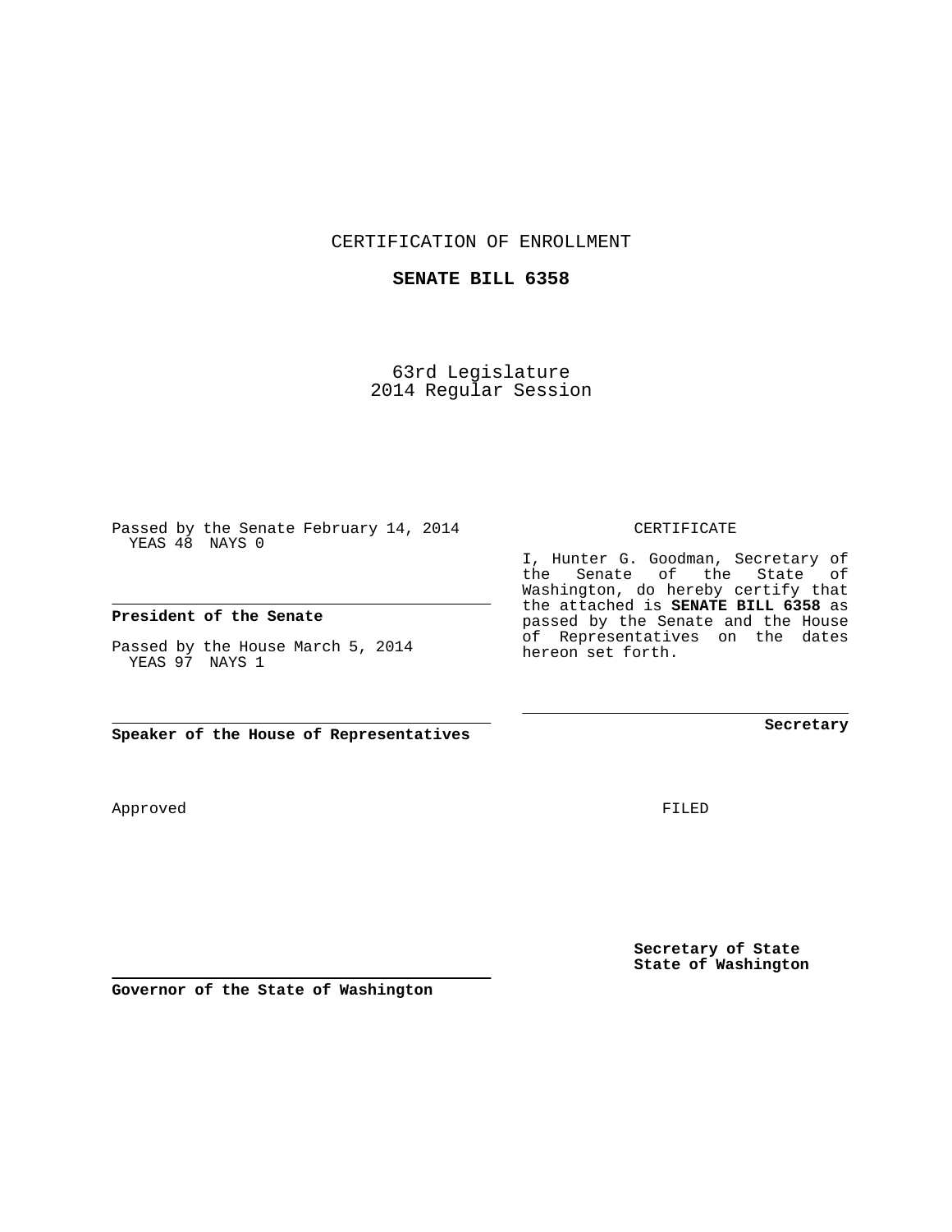CERTIFICATION OF ENROLLMENT

**SENATE BILL 6358**

63rd Legislature
2014 Regular Session

Passed by the Senate February 14, 2014
YEAS 48 NAYS 0

**President of the Senate**

Passed by the House March 5, 2014
YEAS 97 NAYS 1

**Speaker of the House of Representatives**

CERTIFICATE

I, Hunter G. Goodman, Secretary of the Senate of the State of Washington, do hereby certify that the attached is **SENATE BILL 6358** as passed by the Senate and the House of Representatives on the dates hereon set forth.

**Secretary**

Approved

FILED

**Secretary of State**
**State of Washington**

**Governor of the State of Washington**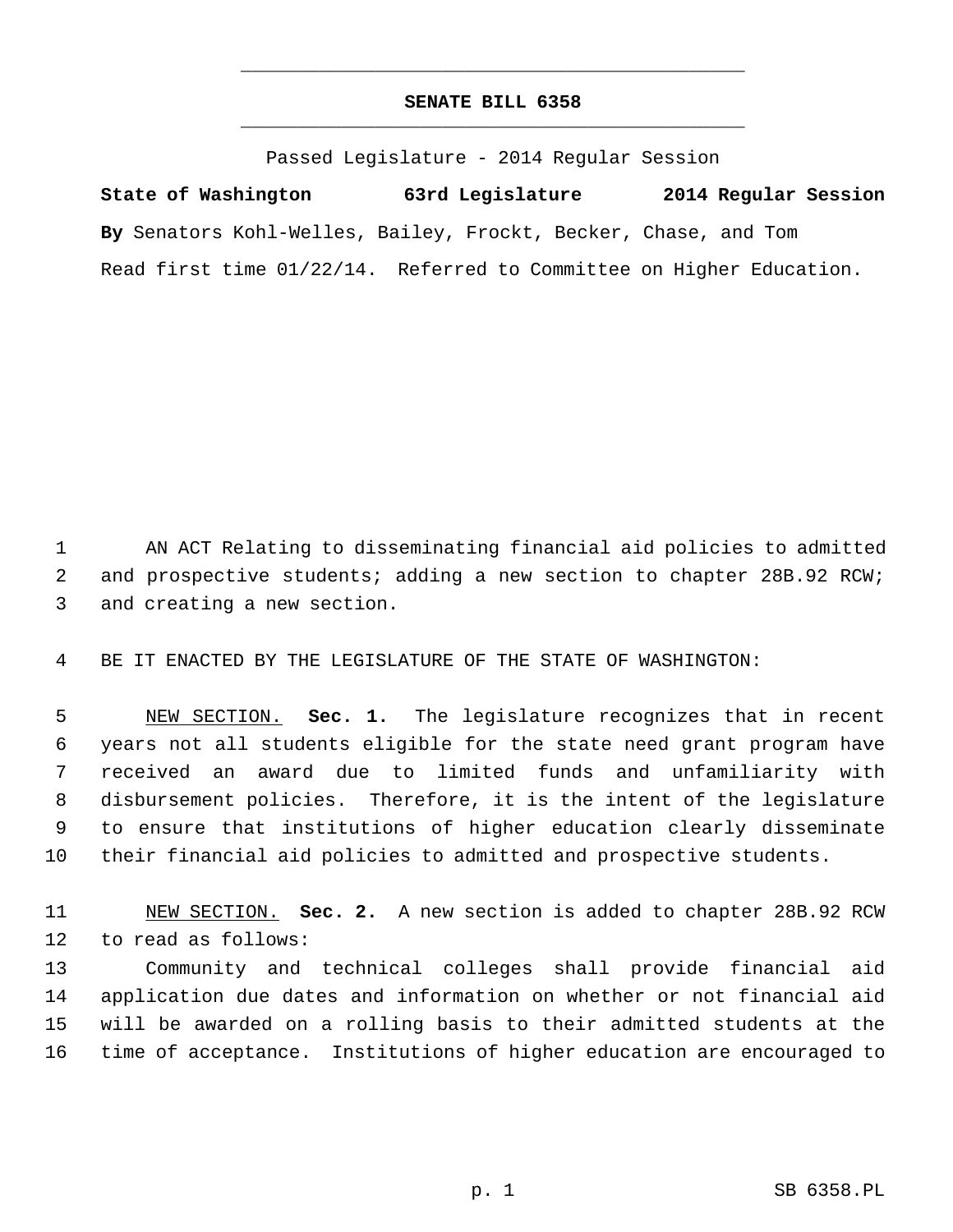# SENATE BILL 6358

Passed Legislature - 2014 Regular Session

**State of Washington 63rd Legislature 2014 Regular Session**

**By** Senators Kohl-Welles, Bailey, Frockt, Becker, Chase, and Tom

Read first time 01/22/14. Referred to Committee on Higher Education.

1 AN ACT Relating to disseminating financial aid policies to admitted
2 and prospective students; adding a new section to chapter 28B.92 RCW;
3 and creating a new section.

4 BE IT ENACTED BY THE LEGISLATURE OF THE STATE OF WASHINGTON:

5 NEW SECTION. **Sec. 1.** The legislature recognizes that in recent
6 years not all students eligible for the state need grant program have
7 received an award due to limited funds and unfamiliarity with
8 disbursement policies. Therefore, it is the intent of the legislature
9 to ensure that institutions of higher education clearly disseminate
10 their financial aid policies to admitted and prospective students.

11 NEW SECTION. **Sec. 2.** A new section is added to chapter 28B.92 RCW
12 to read as follows:
13 Community and technical colleges shall provide financial aid
14 application due dates and information on whether or not financial aid
15 will be awarded on a rolling basis to their admitted students at the
16 time of acceptance. Institutions of higher education are encouraged to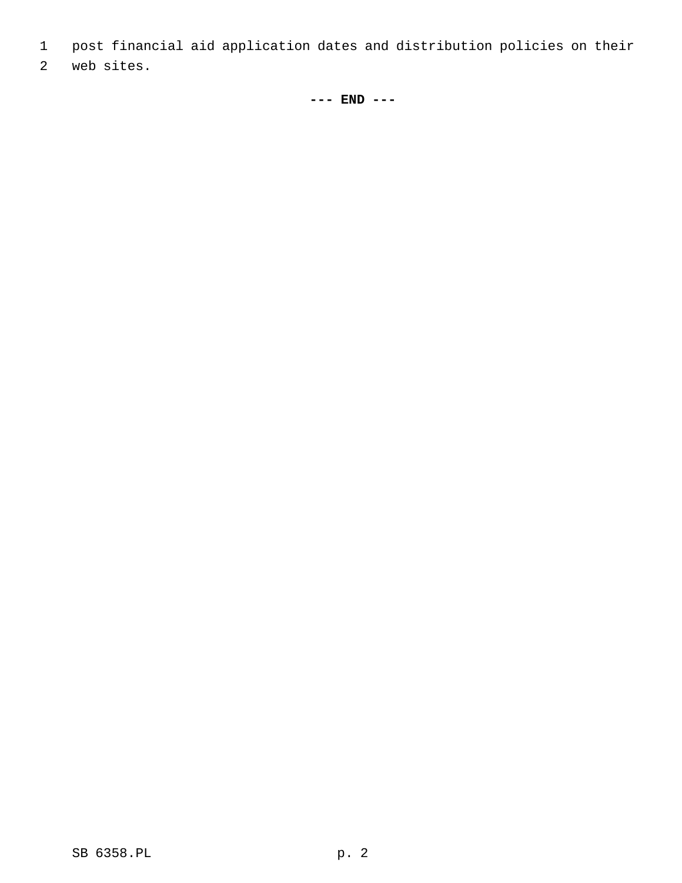post financial aid application dates and distribution policies on their web sites.

**--- END ---**